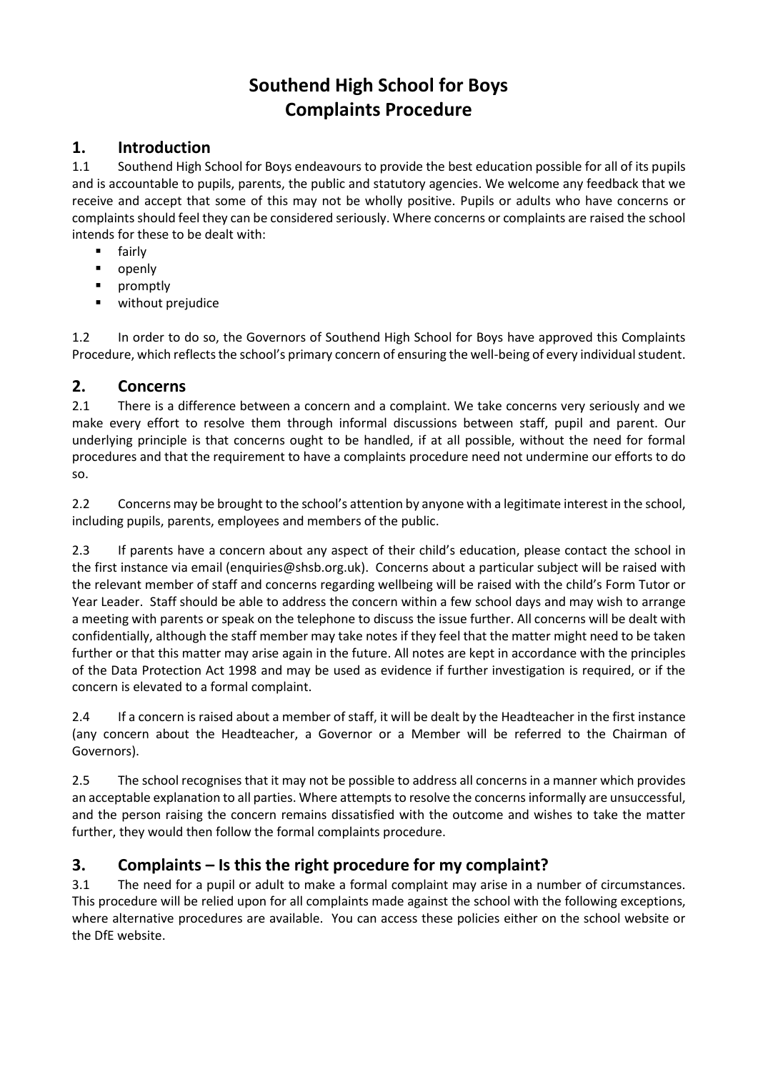# Southend High School for Boys
# Complaints Procedure

## 1. Introduction

1.1 Southend High School for Boys endeavours to provide the best education possible for all of its pupils and is accountable to pupils, parents, the public and statutory agencies. We welcome any feedback that we receive and accept that some of this may not be wholly positive. Pupils or adults who have concerns or complaints should feel they can be considered seriously. Where concerns or complaints are raised the school intends for these to be dealt with:

- fairly
- openly
- promptly
- without prejudice

1.2 In order to do so, the Governors of Southend High School for Boys have approved this Complaints Procedure, which reflects the school's primary concern of ensuring the well-being of every individual student.

## 2. Concerns

2.1 There is a difference between a concern and a complaint. We take concerns very seriously and we make every effort to resolve them through informal discussions between staff, pupil and parent. Our underlying principle is that concerns ought to be handled, if at all possible, without the need for formal procedures and that the requirement to have a complaints procedure need not undermine our efforts to do so.

2.2 Concerns may be brought to the school's attention by anyone with a legitimate interest in the school, including pupils, parents, employees and members of the public.

2.3 If parents have a concern about any aspect of their child's education, please contact the school in the first instance via email (enquiries@shsb.org.uk). Concerns about a particular subject will be raised with the relevant member of staff and concerns regarding wellbeing will be raised with the child's Form Tutor or Year Leader. Staff should be able to address the concern within a few school days and may wish to arrange a meeting with parents or speak on the telephone to discuss the issue further. All concerns will be dealt with confidentially, although the staff member may take notes if they feel that the matter might need to be taken further or that this matter may arise again in the future. All notes are kept in accordance with the principles of the Data Protection Act 1998 and may be used as evidence if further investigation is required, or if the concern is elevated to a formal complaint.

2.4 If a concern is raised about a member of staff, it will be dealt by the Headteacher in the first instance (any concern about the Headteacher, a Governor or a Member will be referred to the Chairman of Governors).

2.5 The school recognises that it may not be possible to address all concerns in a manner which provides an acceptable explanation to all parties. Where attempts to resolve the concerns informally are unsuccessful, and the person raising the concern remains dissatisfied with the outcome and wishes to take the matter further, they would then follow the formal complaints procedure.

## 3. Complaints – Is this the right procedure for my complaint?

3.1 The need for a pupil or adult to make a formal complaint may arise in a number of circumstances. This procedure will be relied upon for all complaints made against the school with the following exceptions, where alternative procedures are available. You can access these policies either on the school website or the DfE website.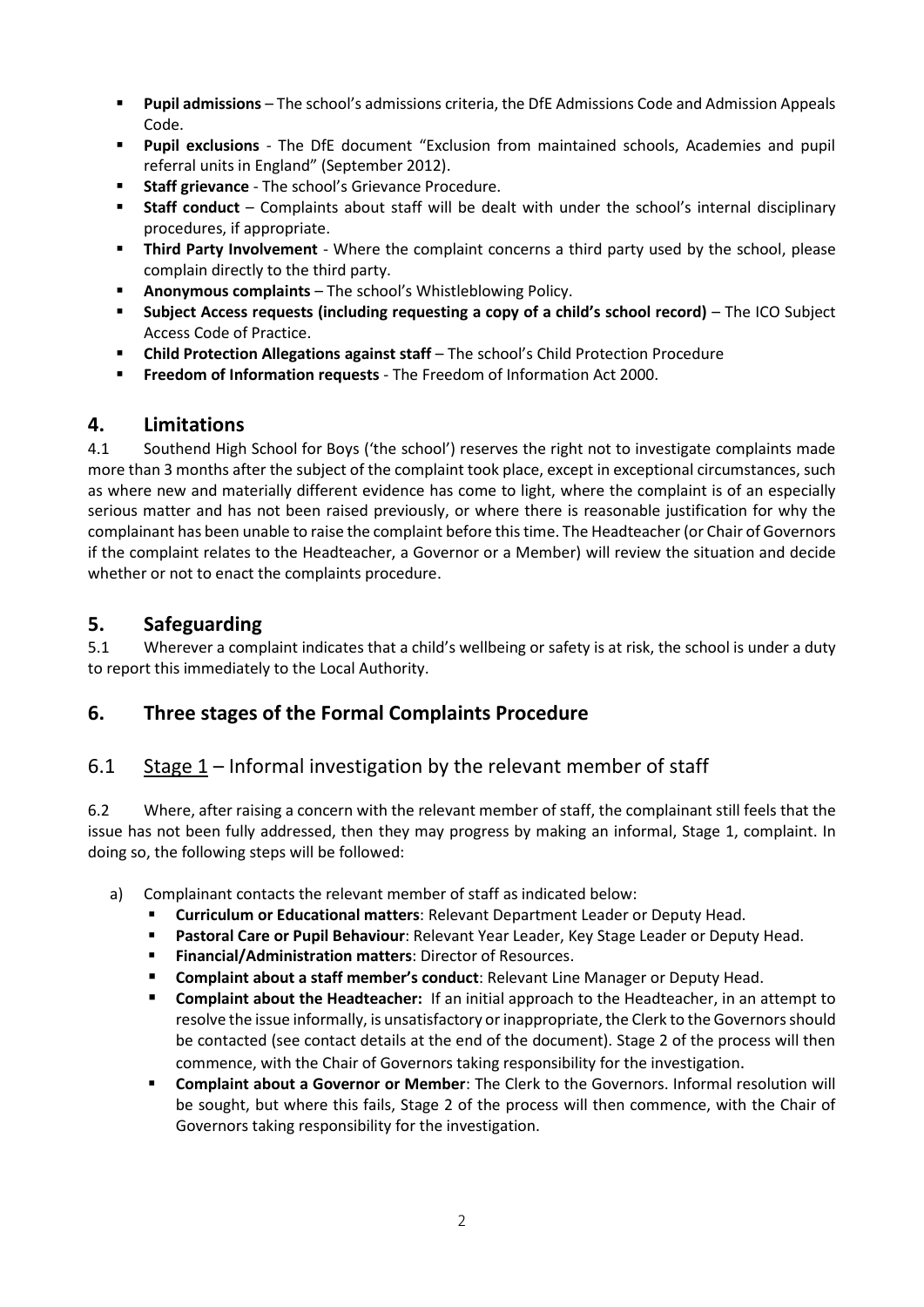- **Pupil admissions** – The school's admissions criteria, the DfE Admissions Code and Admission Appeals Code.
- **Pupil exclusions** - The DfE document "Exclusion from maintained schools, Academies and pupil referral units in England" (September 2012).
- **Staff grievance** - The school's Grievance Procedure.
- **Staff conduct** – Complaints about staff will be dealt with under the school's internal disciplinary procedures, if appropriate.
- **Third Party Involvement** - Where the complaint concerns a third party used by the school, please complain directly to the third party.
- **Anonymous complaints** – The school's Whistleblowing Policy.
- **Subject Access requests (including requesting a copy of a child's school record)** – The ICO Subject Access Code of Practice.
- **Child Protection Allegations against staff** – The school's Child Protection Procedure
- **Freedom of Information requests** - The Freedom of Information Act 2000.

## 4. Limitations

4.1 Southend High School for Boys ('the school') reserves the right not to investigate complaints made more than 3 months after the subject of the complaint took place, except in exceptional circumstances, such as where new and materially different evidence has come to light, where the complaint is of an especially serious matter and has not been raised previously, or where there is reasonable justification for why the complainant has been unable to raise the complaint before this time. The Headteacher (or Chair of Governors if the complaint relates to the Headteacher, a Governor or a Member) will review the situation and decide whether or not to enact the complaints procedure.

## 5. Safeguarding

5.1 Wherever a complaint indicates that a child's wellbeing or safety is at risk, the school is under a duty to report this immediately to the Local Authority.

## 6. Three stages of the Formal Complaints Procedure

### 6.1 Stage 1 – Informal investigation by the relevant member of staff

6.2 Where, after raising a concern with the relevant member of staff, the complainant still feels that the issue has not been fully addressed, then they may progress by making an informal, Stage 1, complaint. In doing so, the following steps will be followed:

a) Complainant contacts the relevant member of staff as indicated below:
   - **Curriculum or Educational matters**: Relevant Department Leader or Deputy Head.
   - **Pastoral Care or Pupil Behaviour**: Relevant Year Leader, Key Stage Leader or Deputy Head.
   - **Financial/Administration matters**: Director of Resources.
   - **Complaint about a staff member's conduct**: Relevant Line Manager or Deputy Head.
   - **Complaint about the Headteacher:** If an initial approach to the Headteacher, in an attempt to resolve the issue informally, is unsatisfactory or inappropriate, the Clerk to the Governors should be contacted (see contact details at the end of the document). Stage 2 of the process will then commence, with the Chair of Governors taking responsibility for the investigation.
   - **Complaint about a Governor or Member**: The Clerk to the Governors. Informal resolution will be sought, but where this fails, Stage 2 of the process will then commence, with the Chair of Governors taking responsibility for the investigation.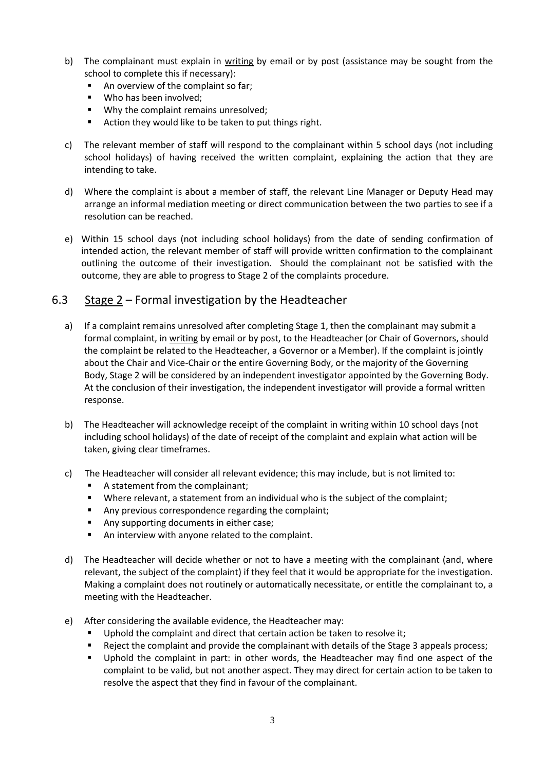b) The complainant must explain in writing by email or by post (assistance may be sought from the school to complete this if necessary):
   - An overview of the complaint so far;
   - Who has been involved;
   - Why the complaint remains unresolved;
   - Action they would like to be taken to put things right.

c) The relevant member of staff will respond to the complainant within 5 school days (not including school holidays) of having received the written complaint, explaining the action that they are intending to take.

d) Where the complaint is about a member of staff, the relevant Line Manager or Deputy Head may arrange an informal mediation meeting or direct communication between the two parties to see if a resolution can be reached.

e) Within 15 school days (not including school holidays) from the date of sending confirmation of intended action, the relevant member of staff will provide written confirmation to the complainant outlining the outcome of their investigation. Should the complainant not be satisfied with the outcome, they are able to progress to Stage 2 of the complaints procedure.

## 6.3 Stage 2 – Formal investigation by the Headteacher

a) If a complaint remains unresolved after completing Stage 1, then the complainant may submit a formal complaint, in writing by email or by post, to the Headteacher (or Chair of Governors, should the complaint be related to the Headteacher, a Governor or a Member). If the complaint is jointly about the Chair and Vice-Chair or the entire Governing Body, or the majority of the Governing Body, Stage 2 will be considered by an independent investigator appointed by the Governing Body. At the conclusion of their investigation, the independent investigator will provide a formal written response.

b) The Headteacher will acknowledge receipt of the complaint in writing within 10 school days (not including school holidays) of the date of receipt of the complaint and explain what action will be taken, giving clear timeframes.

c) The Headteacher will consider all relevant evidence; this may include, but is not limited to:
   - A statement from the complainant;
   - Where relevant, a statement from an individual who is the subject of the complaint;
   - Any previous correspondence regarding the complaint;
   - Any supporting documents in either case;
   - An interview with anyone related to the complaint.

d) The Headteacher will decide whether or not to have a meeting with the complainant (and, where relevant, the subject of the complaint) if they feel that it would be appropriate for the investigation. Making a complaint does not routinely or automatically necessitate, or entitle the complainant to, a meeting with the Headteacher.

e) After considering the available evidence, the Headteacher may:
   - Uphold the complaint and direct that certain action be taken to resolve it;
   - Reject the complaint and provide the complainant with details of the Stage 3 appeals process;
   - Uphold the complaint in part: in other words, the Headteacher may find one aspect of the complaint to be valid, but not another aspect. They may direct for certain action to be taken to resolve the aspect that they find in favour of the complainant.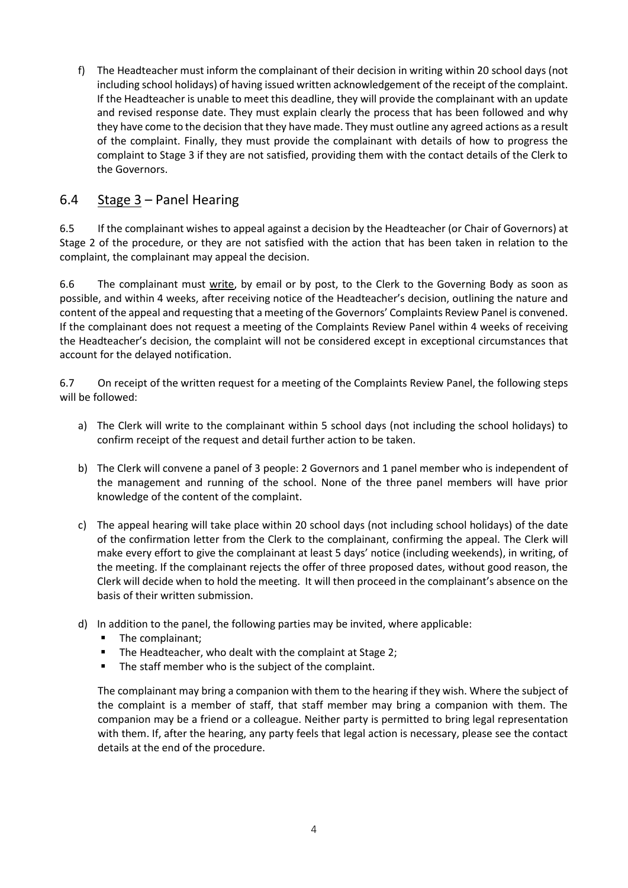f) The Headteacher must inform the complainant of their decision in writing within 20 school days (not including school holidays) of having issued written acknowledgement of the receipt of the complaint. If the Headteacher is unable to meet this deadline, they will provide the complainant with an update and revised response date. They must explain clearly the process that has been followed and why they have come to the decision that they have made. They must outline any agreed actions as a result of the complaint. Finally, they must provide the complainant with details of how to progress the complaint to Stage 3 if they are not satisfied, providing them with the contact details of the Clerk to the Governors.

## 6.4 Stage 3 – Panel Hearing

6.5 If the complainant wishes to appeal against a decision by the Headteacher (or Chair of Governors) at Stage 2 of the procedure, or they are not satisfied with the action that has been taken in relation to the complaint, the complainant may appeal the decision.

6.6 The complainant must write, by email or by post, to the Clerk to the Governing Body as soon as possible, and within 4 weeks, after receiving notice of the Headteacher's decision, outlining the nature and content of the appeal and requesting that a meeting of the Governors' Complaints Review Panel is convened. If the complainant does not request a meeting of the Complaints Review Panel within 4 weeks of receiving the Headteacher's decision, the complaint will not be considered except in exceptional circumstances that account for the delayed notification.

6.7 On receipt of the written request for a meeting of the Complaints Review Panel, the following steps will be followed:

a) The Clerk will write to the complainant within 5 school days (not including the school holidays) to confirm receipt of the request and detail further action to be taken.

b) The Clerk will convene a panel of 3 people: 2 Governors and 1 panel member who is independent of the management and running of the school. None of the three panel members will have prior knowledge of the content of the complaint.

c) The appeal hearing will take place within 20 school days (not including school holidays) of the date of the confirmation letter from the Clerk to the complainant, confirming the appeal. The Clerk will make every effort to give the complainant at least 5 days' notice (including weekends), in writing, of the meeting. If the complainant rejects the offer of three proposed dates, without good reason, the Clerk will decide when to hold the meeting. It will then proceed in the complainant's absence on the basis of their written submission.

d) In addition to the panel, the following parties may be invited, where applicable:
   - The complainant;
   - The Headteacher, who dealt with the complaint at Stage 2;
   - The staff member who is the subject of the complaint.

   The complainant may bring a companion with them to the hearing if they wish. Where the subject of the complaint is a member of staff, that staff member may bring a companion with them. The companion may be a friend or a colleague. Neither party is permitted to bring legal representation with them. If, after the hearing, any party feels that legal action is necessary, please see the contact details at the end of the procedure.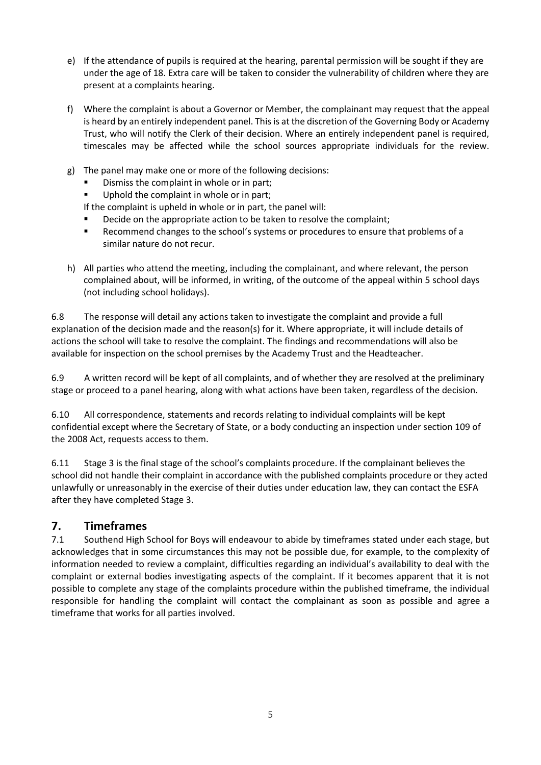e) If the attendance of pupils is required at the hearing, parental permission will be sought if they are under the age of 18. Extra care will be taken to consider the vulnerability of children where they are present at a complaints hearing.

f) Where the complaint is about a Governor or Member, the complainant may request that the appeal is heard by an entirely independent panel. This is at the discretion of the Governing Body or Academy Trust, who will notify the Clerk of their decision. Where an entirely independent panel is required, timescales may be affected while the school sources appropriate individuals for the review.

g) The panel may make one or more of the following decisions:
   - Dismiss the complaint in whole or in part;
   - Uphold the complaint in whole or in part;

   If the complaint is upheld in whole or in part, the panel will:
   - Decide on the appropriate action to be taken to resolve the complaint;
   - Recommend changes to the school's systems or procedures to ensure that problems of a similar nature do not recur.

h) All parties who attend the meeting, including the complainant, and where relevant, the person complained about, will be informed, in writing, of the outcome of the appeal within 5 school days (not including school holidays).

6.8 The response will detail any actions taken to investigate the complaint and provide a full explanation of the decision made and the reason(s) for it. Where appropriate, it will include details of actions the school will take to resolve the complaint. The findings and recommendations will also be available for inspection on the school premises by the Academy Trust and the Headteacher.

6.9 A written record will be kept of all complaints, and of whether they are resolved at the preliminary stage or proceed to a panel hearing, along with what actions have been taken, regardless of the decision.

6.10 All correspondence, statements and records relating to individual complaints will be kept confidential except where the Secretary of State, or a body conducting an inspection under section 109 of the 2008 Act, requests access to them.

6.11 Stage 3 is the final stage of the school's complaints procedure. If the complainant believes the school did not handle their complaint in accordance with the published complaints procedure or they acted unlawfully or unreasonably in the exercise of their duties under education law, they can contact the ESFA after they have completed Stage 3.

## 7. Timeframes

7.1 Southend High School for Boys will endeavour to abide by timeframes stated under each stage, but acknowledges that in some circumstances this may not be possible due, for example, to the complexity of information needed to review a complaint, difficulties regarding an individual's availability to deal with the complaint or external bodies investigating aspects of the complaint. If it becomes apparent that it is not possible to complete any stage of the complaints procedure within the published timeframe, the individual responsible for handling the complaint will contact the complainant as soon as possible and agree a timeframe that works for all parties involved.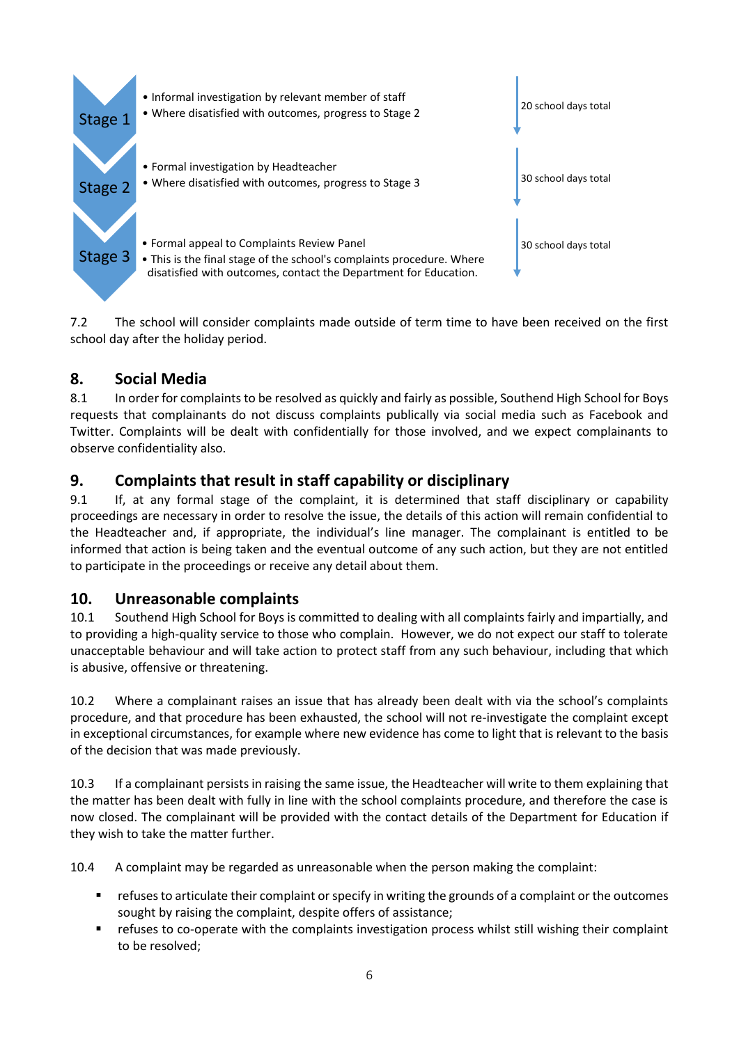| Stage | Description | Timescale |
|---|---|---|
| Stage 1 | • Informal investigation by relevant member of staff<br>• Where dissatisfied with outcomes, progress to Stage 2 | 20 school days total |
| Stage 2 | • Formal investigation by Headteacher<br>• Where disatisfied with outcomes, progress to Stage 3 | 30 school days total |
| Stage 3 | • Formal appeal to Complaints Review Panel<br>• This is the final stage of the school's complaints procedure. Where disatisfied with outcomes, contact the Department for Education. | 30 school days total |

7.2 The school will consider complaints made outside of term time to have been received on the first school day after the holiday period.

## 8. Social Media

8.1 In order for complaints to be resolved as quickly and fairly as possible, Southend High School for Boys requests that complainants do not discuss complaints publically via social media such as Facebook and Twitter. Complaints will be dealt with confidentially for those involved, and we expect complainants to observe confidentiality also.

## 9. Complaints that result in staff capability or disciplinary

9.1 If, at any formal stage of the complaint, it is determined that staff disciplinary or capability proceedings are necessary in order to resolve the issue, the details of this action will remain confidential to the Headteacher and, if appropriate, the individual's line manager. The complainant is entitled to be informed that action is being taken and the eventual outcome of any such action, but they are not entitled to participate in the proceedings or receive any detail about them.

## 10. Unreasonable complaints

10.1 Southend High School for Boys is committed to dealing with all complaints fairly and impartially, and to providing a high-quality service to those who complain. However, we do not expect our staff to tolerate unacceptable behaviour and will take action to protect staff from any such behaviour, including that which is abusive, offensive or threatening.

10.2 Where a complainant raises an issue that has already been dealt with via the school's complaints procedure, and that procedure has been exhausted, the school will not re-investigate the complaint except in exceptional circumstances, for example where new evidence has come to light that is relevant to the basis of the decision that was made previously.

10.3 If a complainant persists in raising the same issue, the Headteacher will write to them explaining that the matter has been dealt with fully in line with the school complaints procedure, and therefore the case is now closed. The complainant will be provided with the contact details of the Department for Education if they wish to take the matter further.

10.4 A complaint may be regarded as unreasonable when the person making the complaint:

- refuses to articulate their complaint or specify in writing the grounds of a complaint or the outcomes sought by raising the complaint, despite offers of assistance;
- refuses to co-operate with the complaints investigation process whilst still wishing their complaint to be resolved;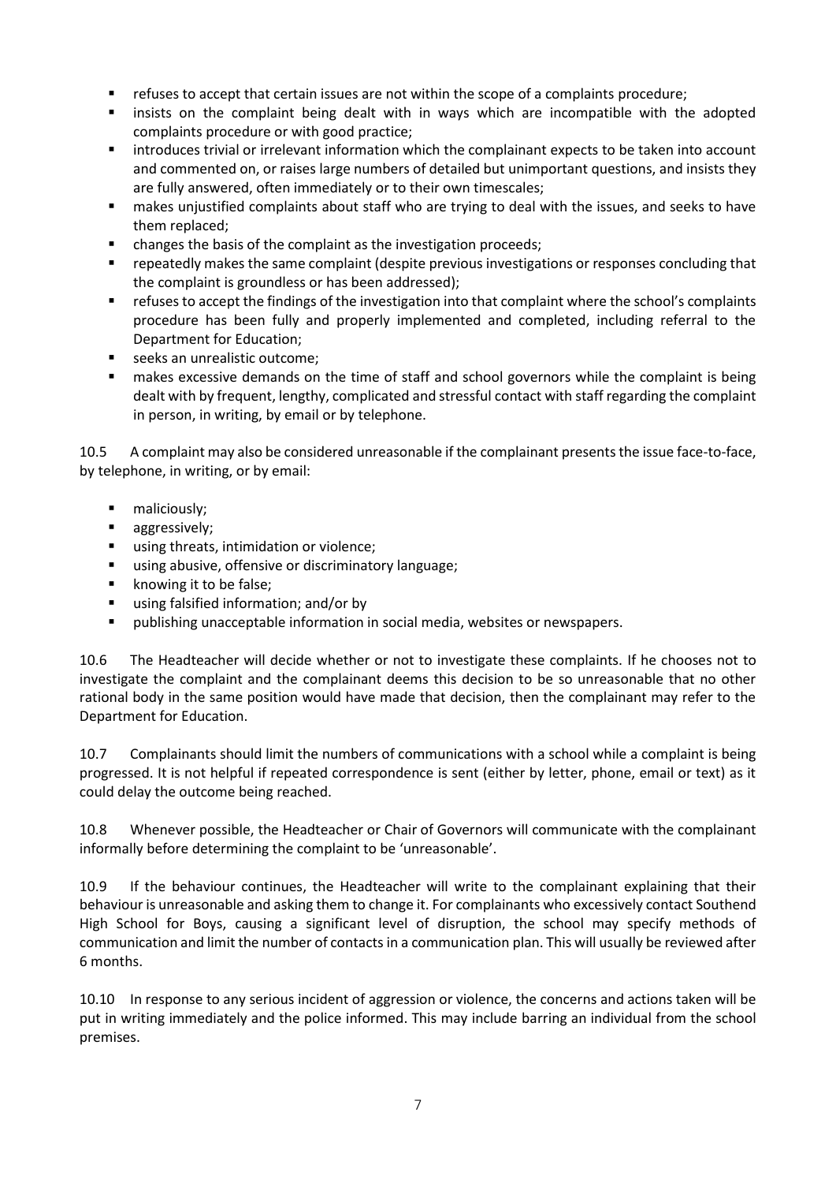- refuses to accept that certain issues are not within the scope of a complaints procedure;
- insists on the complaint being dealt with in ways which are incompatible with the adopted complaints procedure or with good practice;
- introduces trivial or irrelevant information which the complainant expects to be taken into account and commented on, or raises large numbers of detailed but unimportant questions, and insists they are fully answered, often immediately or to their own timescales;
- makes unjustified complaints about staff who are trying to deal with the issues, and seeks to have them replaced;
- changes the basis of the complaint as the investigation proceeds;
- repeatedly makes the same complaint (despite previous investigations or responses concluding that the complaint is groundless or has been addressed);
- refuses to accept the findings of the investigation into that complaint where the school's complaints procedure has been fully and properly implemented and completed, including referral to the Department for Education;
- seeks an unrealistic outcome;
- makes excessive demands on the time of staff and school governors while the complaint is being dealt with by frequent, lengthy, complicated and stressful contact with staff regarding the complaint in person, in writing, by email or by telephone.

10.5 A complaint may also be considered unreasonable if the complainant presents the issue face-to-face, by telephone, in writing, or by email:

- maliciously;
- aggressively;
- using threats, intimidation or violence;
- using abusive, offensive or discriminatory language;
- knowing it to be false;
- using falsified information; and/or by
- publishing unacceptable information in social media, websites or newspapers.

10.6 The Headteacher will decide whether or not to investigate these complaints. If he chooses not to investigate the complaint and the complainant deems this decision to be so unreasonable that no other rational body in the same position would have made that decision, then the complainant may refer to the Department for Education.

10.7 Complainants should limit the numbers of communications with a school while a complaint is being progressed. It is not helpful if repeated correspondence is sent (either by letter, phone, email or text) as it could delay the outcome being reached.

10.8 Whenever possible, the Headteacher or Chair of Governors will communicate with the complainant informally before determining the complaint to be 'unreasonable'.

10.9 If the behaviour continues, the Headteacher will write to the complainant explaining that their behaviour is unreasonable and asking them to change it. For complainants who excessively contact Southend High School for Boys, causing a significant level of disruption, the school may specify methods of communication and limit the number of contacts in a communication plan. This will usually be reviewed after 6 months.

10.10 In response to any serious incident of aggression or violence, the concerns and actions taken will be put in writing immediately and the police informed. This may include barring an individual from the school premises.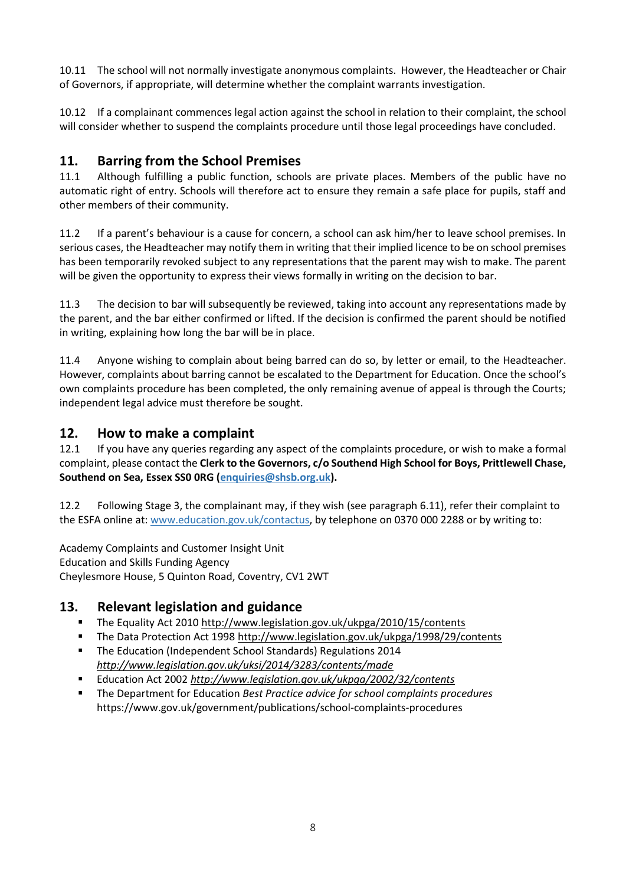10.11 The school will not normally investigate anonymous complaints. However, the Headteacher or Chair of Governors, if appropriate, will determine whether the complaint warrants investigation.

10.12 If a complainant commences legal action against the school in relation to their complaint, the school will consider whether to suspend the complaints procedure until those legal proceedings have concluded.

## 11. Barring from the School Premises

11.1 Although fulfilling a public function, schools are private places. Members of the public have no automatic right of entry. Schools will therefore act to ensure they remain a safe place for pupils, staff and other members of their community.

11.2 If a parent's behaviour is a cause for concern, a school can ask him/her to leave school premises. In serious cases, the Headteacher may notify them in writing that their implied licence to be on school premises has been temporarily revoked subject to any representations that the parent may wish to make. The parent will be given the opportunity to express their views formally in writing on the decision to bar.

11.3 The decision to bar will subsequently be reviewed, taking into account any representations made by the parent, and the bar either confirmed or lifted. If the decision is confirmed the parent should be notified in writing, explaining how long the bar will be in place.

11.4 Anyone wishing to complain about being barred can do so, by letter or email, to the Headteacher. However, complaints about barring cannot be escalated to the Department for Education. Once the school's own complaints procedure has been completed, the only remaining avenue of appeal is through the Courts; independent legal advice must therefore be sought.

## 12. How to make a complaint

12.1 If you have any queries regarding any aspect of the complaints procedure, or wish to make a formal complaint, please contact the **Clerk to the Governors, c/o Southend High School for Boys, Prittlewell Chase, Southend on Sea, Essex SS0 0RG ([enquiries@shsb.org.uk](mailto:enquiries@shsb.org.uk)).**

12.2 Following Stage 3, the complainant may, if they wish (see paragraph 6.11), refer their complaint to the ESFA online at: [www.education.gov.uk/contactus](http://www.education.gov.uk/contactus), by telephone on 0370 000 2288 or by writing to:

Academy Complaints and Customer Insight Unit
Education and Skills Funding Agency
Cheylesmore House, 5 Quinton Road, Coventry, CV1 2WT

## 13. Relevant legislation and guidance

- The Equality Act 2010 http://www.legislation.gov.uk/ukpga/2010/15/contents
- The Data Protection Act 1998 http://www.legislation.gov.uk/ukpga/1998/29/contents
- The Education (Independent School Standards) Regulations 2014 *http://www.legislation.gov.uk/uksi/2014/3283/contents/made*
- Education Act 2002 *http://www.legislation.gov.uk/ukpga/2002/32/contents*
- The Department for Education *Best Practice advice for school complaints procedures* https://www.gov.uk/government/publications/school-complaints-procedures